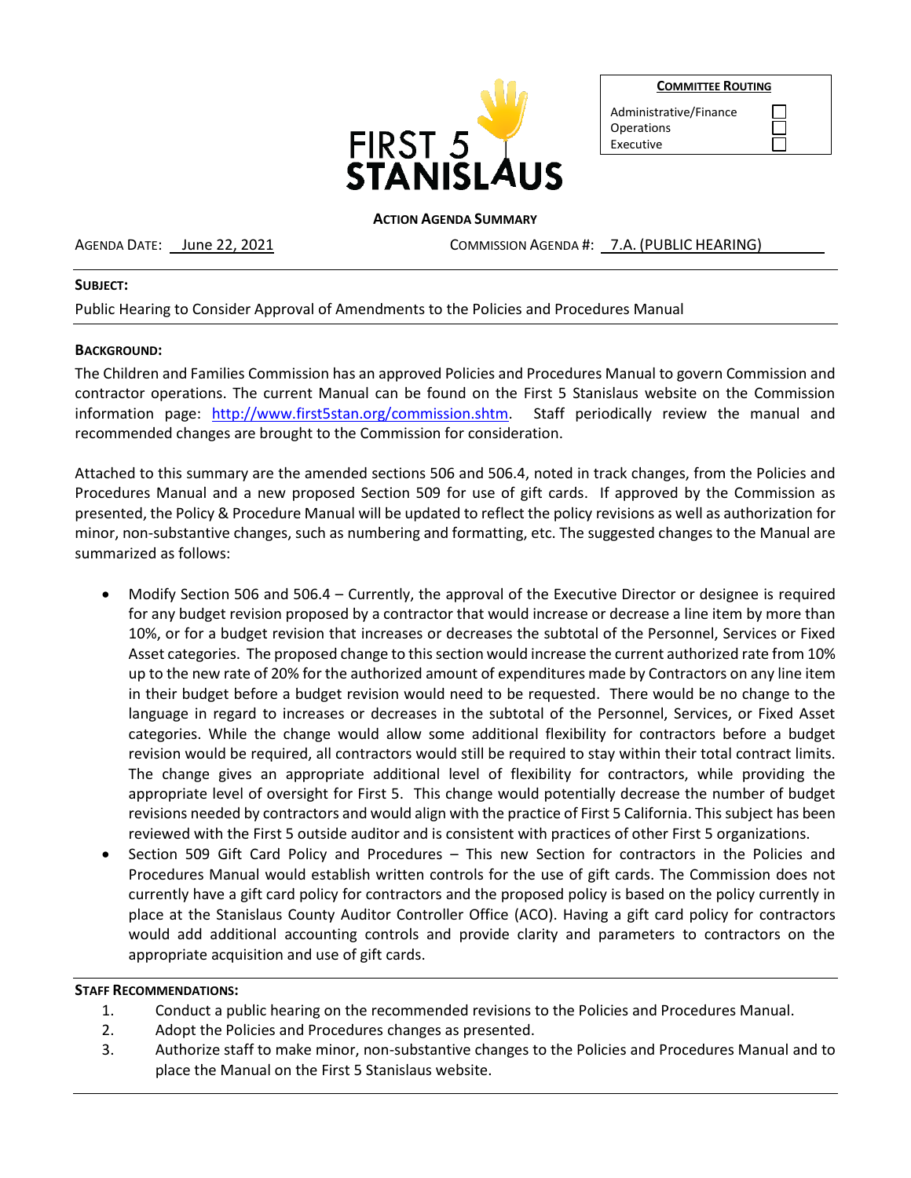FIRST 5 STANISLAUS

| **COMMITTEE ROUTING** | |
|---|---|
| Administrative/Finance | ☐ |
| Operations | ☐ |
| Executive | ☐ |

**ACTION AGENDA SUMMARY**

AGENDA DATE: June 22, 2021 COMMISSION AGENDA #: 7.A. (PUBLIC HEARING)

**SUBJECT:**

Public Hearing to Consider Approval of Amendments to the Policies and Procedures Manual

**BACKGROUND:**

The Children and Families Commission has an approved Policies and Procedures Manual to govern Commission and contractor operations. The current Manual can be found on the First 5 Stanislaus website on the Commission information page: [http://www.first5stan.org/commission.shtm](http://www.first5stan.org/commission.shtm). Staff periodically review the manual and recommended changes are brought to the Commission for consideration.

Attached to this summary are the amended sections 506 and 506.4, noted in track changes, from the Policies and Procedures Manual and a new proposed Section 509 for use of gift cards. If approved by the Commission as presented, the Policy & Procedure Manual will be updated to reflect the policy revisions as well as authorization for minor, non-substantive changes, such as numbering and formatting, etc. The suggested changes to the Manual are summarized as follows:

- Modify Section 506 and 506.4 – Currently, the approval of the Executive Director or designee is required for any budget revision proposed by a contractor that would increase or decrease a line item by more than 10%, or for a budget revision that increases or decreases the subtotal of the Personnel, Services or Fixed Asset categories. The proposed change to this section would increase the current authorized rate from 10% up to the new rate of 20% for the authorized amount of expenditures made by Contractors on any line item in their budget before a budget revision would need to be requested. There would be no change to the language in regard to increases or decreases in the subtotal of the Personnel, Services, or Fixed Asset categories. While the change would allow some additional flexibility for contractors before a budget revision would be required, all contractors would still be required to stay within their total contract limits. The change gives an appropriate additional level of flexibility for contractors, while providing the appropriate level of oversight for First 5. This change would potentially decrease the number of budget revisions needed by contractors and would align with the practice of First 5 California. This subject has been reviewed with the First 5 outside auditor and is consistent with practices of other First 5 organizations.
- Section 509 Gift Card Policy and Procedures – This new Section for contractors in the Policies and Procedures Manual would establish written controls for the use of gift cards. The Commission does not currently have a gift card policy for contractors and the proposed policy is based on the policy currently in place at the Stanislaus County Auditor Controller Office (ACO). Having a gift card policy for contractors would add additional accounting controls and provide clarity and parameters to contractors on the appropriate acquisition and use of gift cards.

**STAFF RECOMMENDATIONS:**

1. Conduct a public hearing on the recommended revisions to the Policies and Procedures Manual.
2. Adopt the Policies and Procedures changes as presented.
3. Authorize staff to make minor, non-substantive changes to the Policies and Procedures Manual and to place the Manual on the First 5 Stanislaus website.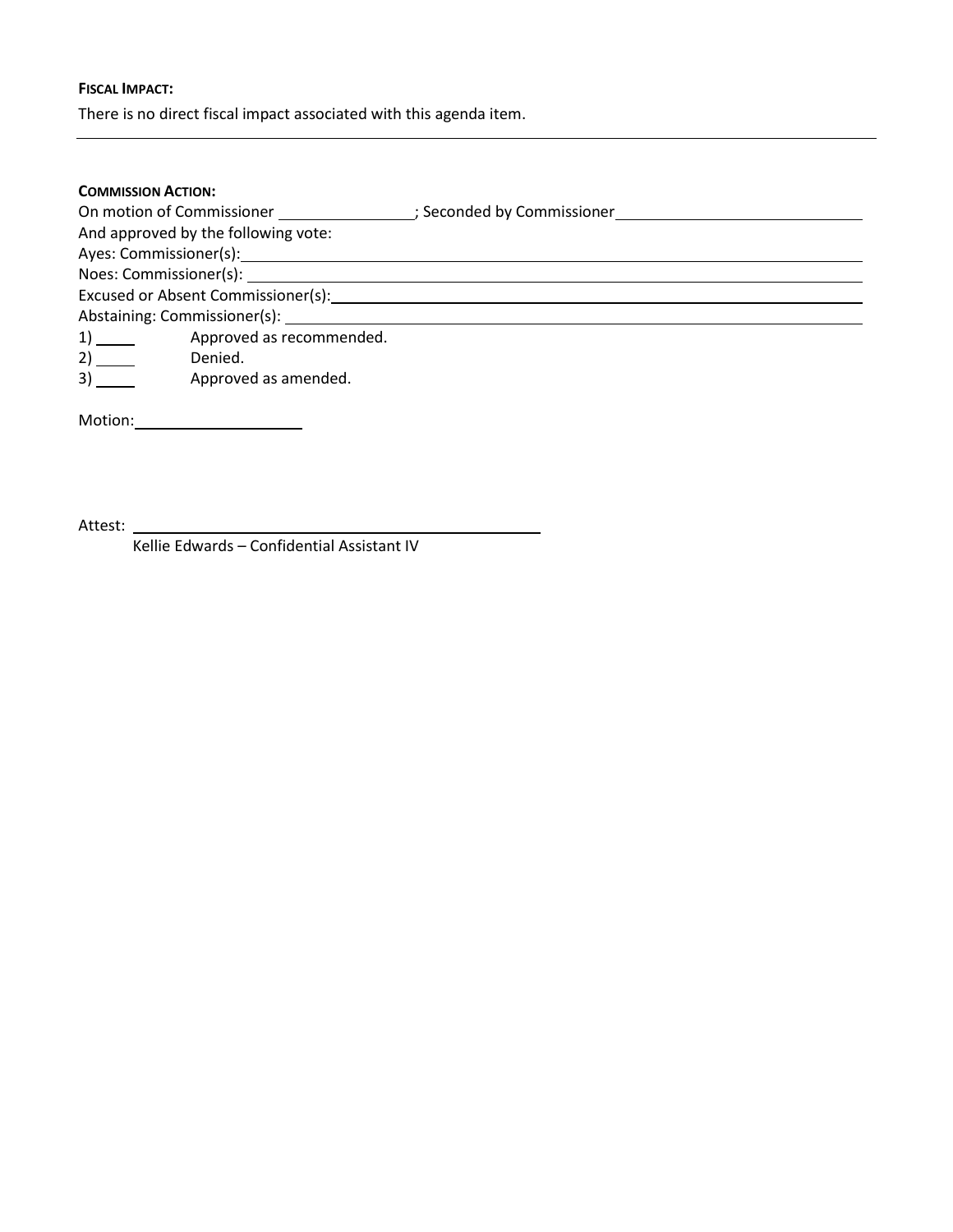**FISCAL IMPACT:**

There is no direct fiscal impact associated with this agenda item.

---

**COMMISSION ACTION:**

On motion of Commissioner \_\_\_\_\_\_\_\_\_\_\_\_\_\_\_\_; Seconded by Commissioner \_\_\_\_\_\_\_\_\_\_\_\_\_\_\_\_\_\_\_\_\_\_\_\_\_\_\_\_

And approved by the following vote:

Ayes: Commissioner(s): \_\_\_\_\_\_\_\_\_\_\_\_\_\_\_\_\_\_\_\_\_\_\_\_\_\_\_\_\_\_\_\_\_\_\_\_\_\_\_\_\_\_\_\_\_\_\_\_

Noes: Commissioner(s): \_\_\_\_\_\_\_\_\_\_\_\_\_\_\_\_\_\_\_\_\_\_\_\_\_\_\_\_\_\_\_\_\_\_\_\_\_\_\_\_\_\_\_\_\_\_\_\_

Excused or Absent Commissioner(s): \_\_\_\_\_\_\_\_\_\_\_\_\_\_\_\_\_\_\_\_\_\_\_\_\_\_\_\_\_\_\_\_\_\_\_\_\_\_\_\_

Abstaining: Commissioner(s): \_\_\_\_\_\_\_\_\_\_\_\_\_\_\_\_\_\_\_\_\_\_\_\_\_\_\_\_\_\_\_\_\_\_\_\_\_\_\_\_\_\_\_\_

1) \_\_\_\_\_ Approved as recommended.

2) \_\_\_\_\_ Denied.

3) \_\_\_\_\_ Approved as amended.

Motion: \_\_\_\_\_\_\_\_\_\_\_\_\_\_\_\_\_\_\_\_

Attest: \_\_\_\_\_\_\_\_\_\_\_\_\_\_\_\_\_\_\_\_\_\_\_\_\_\_\_\_\_\_\_\_\_\_\_\_\_\_\_\_\_\_\_\_\_\_\_\_

Kellie Edwards – Confidential Assistant IV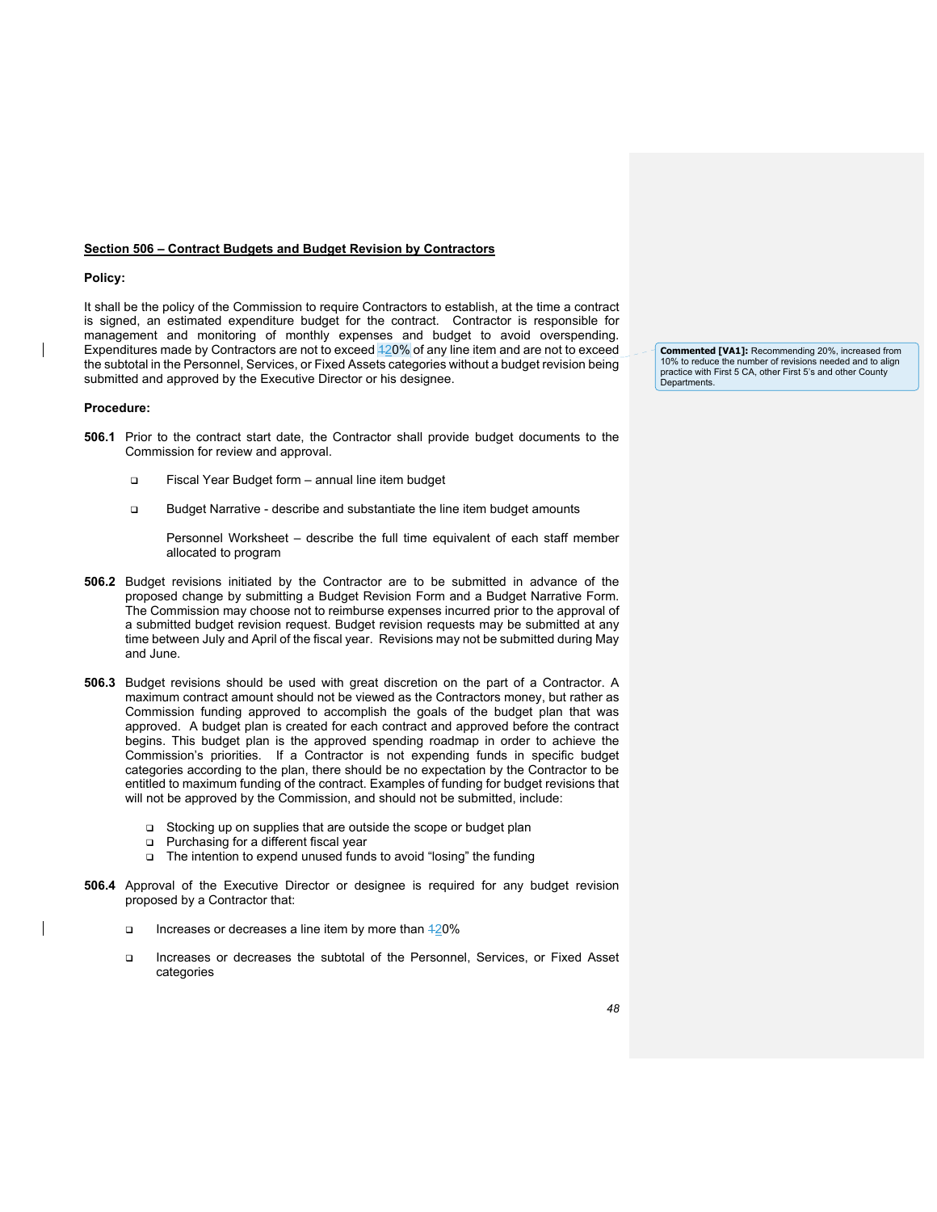**Section 506 – Contract Budgets and Budget Revision by Contractors**

**Policy:**

It shall be the policy of the Commission to require Contractors to establish, at the time a contract is signed, an estimated expenditure budget for the contract. Contractor is responsible for management and monitoring of monthly expenses and budget to avoid overspending. Expenditures made by Contractors are not to exceed 20% of any line item and are not to exceed the subtotal in the Personnel, Services, or Fixed Assets categories without a budget revision being submitted and approved by the Executive Director or his designee.

**Commented [VA1]:** Recommending 20%, increased from 10% to reduce the number of revisions needed and to align practice with First 5 CA, other First 5's and other County Departments.

**Procedure:**

**506.1** Prior to the contract start date, the Contractor shall provide budget documents to the Commission for review and approval.

- Fiscal Year Budget form – annual line item budget
- Budget Narrative - describe and substantiate the line item budget amounts

  Personnel Worksheet – describe the full time equivalent of each staff member allocated to program

**506.2** Budget revisions initiated by the Contractor are to be submitted in advance of the proposed change by submitting a Budget Revision Form and a Budget Narrative Form. The Commission may choose not to reimburse expenses incurred prior to the approval of a submitted budget revision request. Budget revision requests may be submitted at any time between July and April of the fiscal year. Revisions may not be submitted during May and June.

**506.3** Budget revisions should be used with great discretion on the part of a Contractor. A maximum contract amount should not be viewed as the Contractors money, but rather as Commission funding approved to accomplish the goals of the budget plan that was approved. A budget plan is created for each contract and approved before the contract begins. This budget plan is the approved spending roadmap in order to achieve the Commission's priorities. If a Contractor is not expending funds in specific budget categories according to the plan, there should be no expectation by the Contractor to be entitled to maximum funding of the contract. Examples of funding for budget revisions that will not be approved by the Commission, and should not be submitted, include:

- Stocking up on supplies that are outside the scope or budget plan
- Purchasing for a different fiscal year
- The intention to expend unused funds to avoid "losing" the funding

**506.4** Approval of the Executive Director or designee is required for any budget revision proposed by a Contractor that:

- Increases or decreases a line item by more than 20%
- Increases or decreases the subtotal of the Personnel, Services, or Fixed Asset categories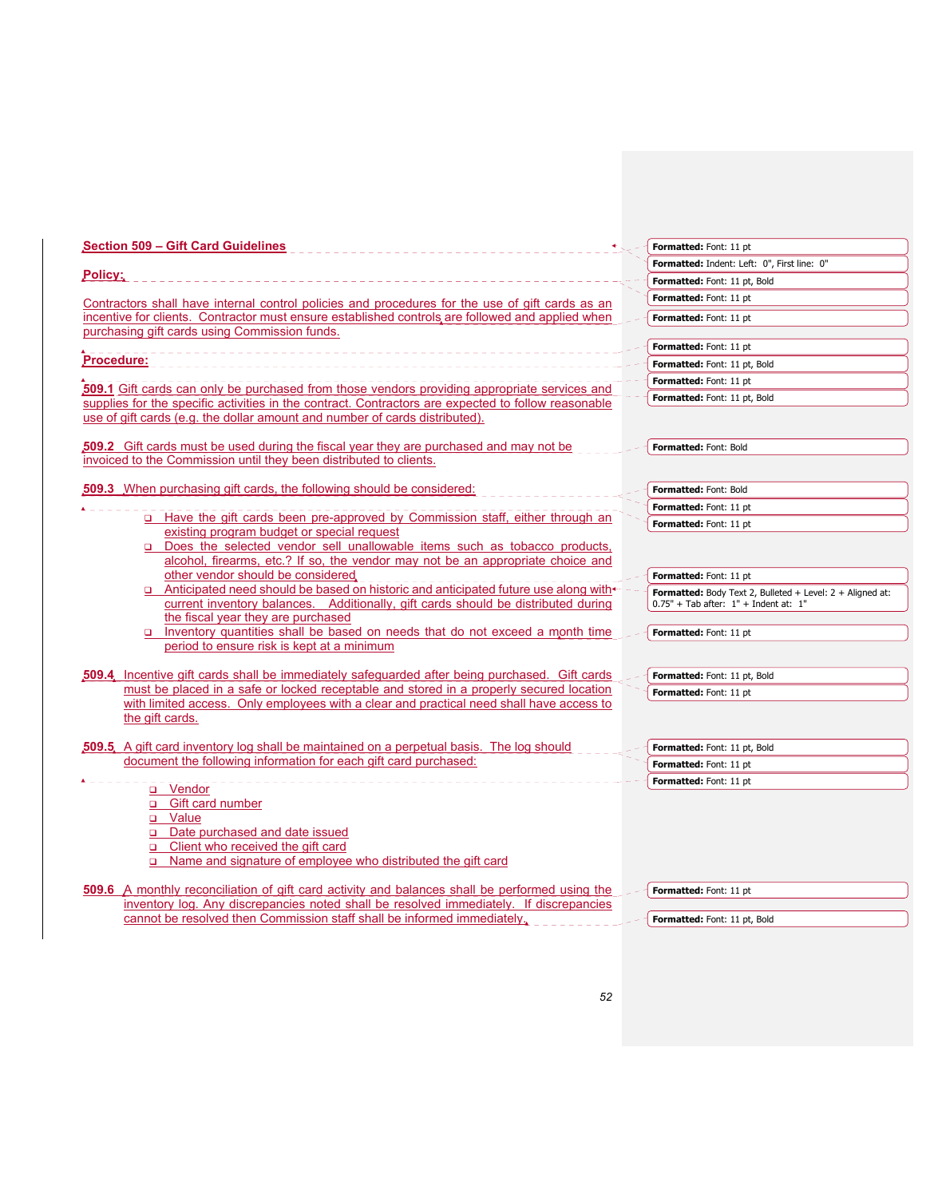## Section 509 – Gift Card Guidelines

**Policy:**

Contractors shall have internal control policies and procedures for the use of gift cards as an incentive for clients. Contractor must ensure established controls are followed and applied when purchasing gift cards using Commission funds.

**Procedure:**

**509.1** Gift cards can only be purchased from those vendors providing appropriate services and supplies for the specific activities in the contract. Contractors are expected to follow reasonable use of gift cards (e.g. the dollar amount and number of cards distributed).

**509.2** Gift cards must be used during the fiscal year they are purchased and may not be invoiced to the Commission until they been distributed to clients.

**509.3** When purchasing gift cards, the following should be considered:

- Have the gift cards been pre-approved by Commission staff, either through an existing program budget or special request
- Does the selected vendor sell unallowable items such as tobacco products, alcohol, firearms, etc.? If so, the vendor may not be an appropriate choice and other vendor should be considered
- Anticipated need should be based on historic and anticipated future use along with current inventory balances. Additionally, gift cards should be distributed during the fiscal year they are purchased
- Inventory quantities shall be based on needs that do not exceed a month time period to ensure risk is kept at a minimum

**509.4** Incentive gift cards shall be immediately safeguarded after being purchased. Gift cards must be placed in a safe or locked receptable and stored in a properly secured location with limited access. Only employees with a clear and practical need shall have access to the gift cards.

**509.5** A gift card inventory log shall be maintained on a perpetual basis. The log should document the following information for each gift card purchased:

- Vendor
- Gift card number
- Value
- Date purchased and date issued
- Client who received the gift card
- Name and signature of employee who distributed the gift card

**509.6** A monthly reconciliation of gift card activity and balances shall be performed using the inventory log. Any discrepancies noted shall be resolved immediately. If discrepancies cannot be resolved then Commission staff shall be informed immediately.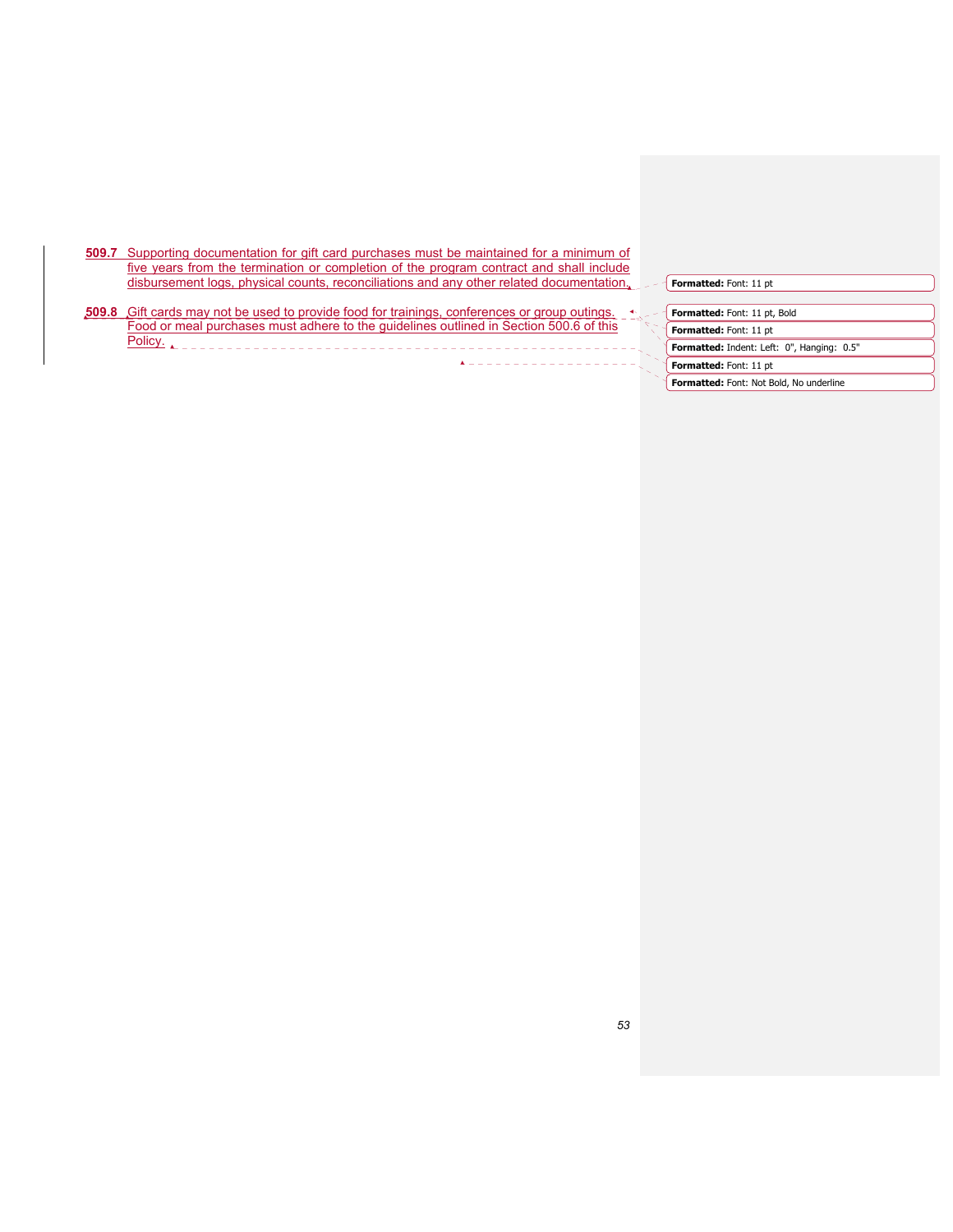**509.7** Supporting documentation for gift card purchases must be maintained for a minimum of five years from the termination or completion of the program contract and shall include disbursement logs, physical counts, reconciliations and any other related documentation.

**509.8** Gift cards may not be used to provide food for trainings, conferences or group outings. Food or meal purchases must adhere to the guidelines outlined in Section 500.6 of this Policy.